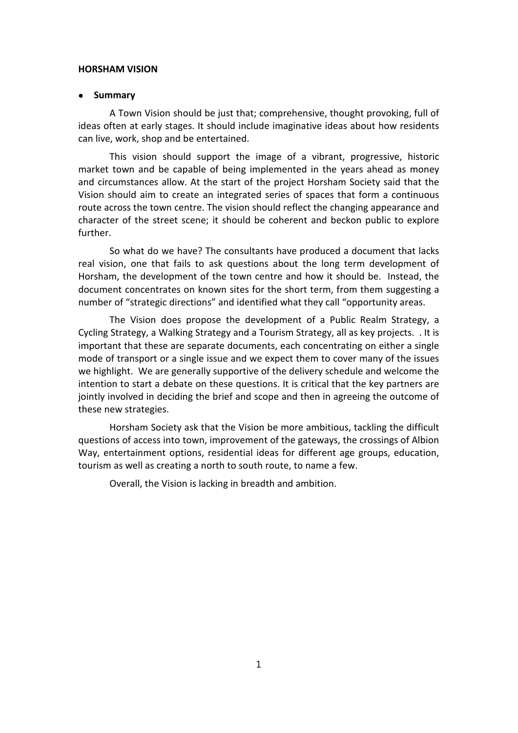# HORSHAM VISION

- **Summary**

A Town Vision should be just that; comprehensive, thought provoking, full of ideas often at early stages. It should include imaginative ideas about how residents can live, work, shop and be entertained.

This vision should support the image of a vibrant, progressive, historic market town and be capable of being implemented in the years ahead as money and circumstances allow. At the start of the project Horsham Society said that the Vision should aim to create an integrated series of spaces that form a continuous route across the town centre. The vision should reflect the changing appearance and character of the street scene; it should be coherent and beckon public to explore further.

So what do we have? The consultants have produced a document that lacks real vision, one that fails to ask questions about the long term development of Horsham, the development of the town centre and how it should be. Instead, the document concentrates on known sites for the short term, from them suggesting a number of "strategic directions" and identified what they call "opportunity areas.

The Vision does propose the development of a Public Realm Strategy, a Cycling Strategy, a Walking Strategy and a Tourism Strategy, all as key projects. . It is important that these are separate documents, each concentrating on either a single mode of transport or a single issue and we expect them to cover many of the issues we highlight. We are generally supportive of the delivery schedule and welcome the intention to start a debate on these questions. It is critical that the key partners are jointly involved in deciding the brief and scope and then in agreeing the outcome of these new strategies.

Horsham Society ask that the Vision be more ambitious, tackling the difficult questions of access into town, improvement of the gateways, the crossings of Albion Way, entertainment options, residential ideas for different age groups, education, tourism as well as creating a north to south route, to name a few.

Overall, the Vision is lacking in breadth and ambition.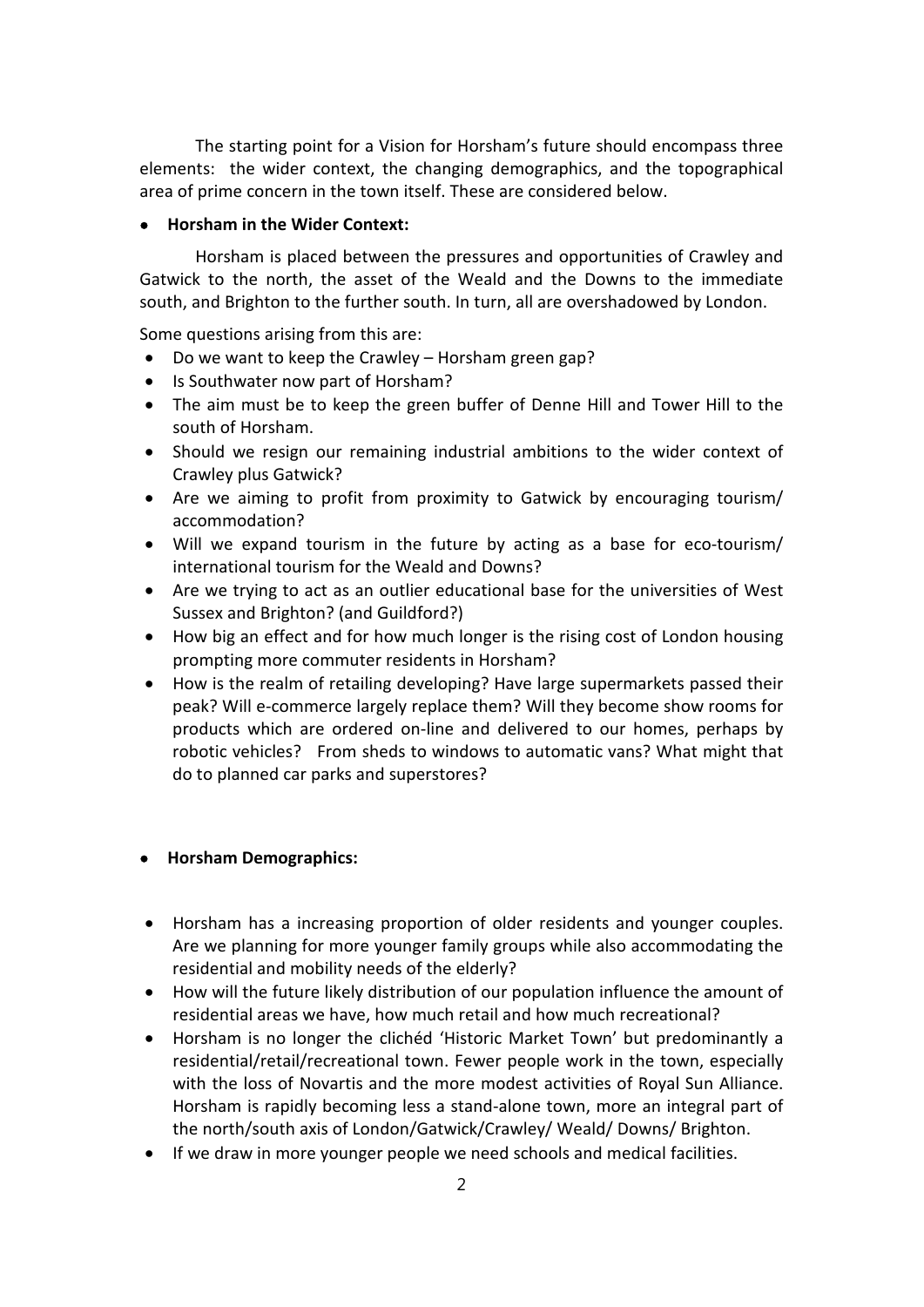The starting point for a Vision for Horsham's future should encompass three elements: the wider context, the changing demographics, and the topographical area of prime concern in the town itself. These are considered below.

- **Horsham in the Wider Context:**

Horsham is placed between the pressures and opportunities of Crawley and Gatwick to the north, the asset of the Weald and the Downs to the immediate south, and Brighton to the further south. In turn, all are overshadowed by London.

Some questions arising from this are:

- Do we want to keep the Crawley – Horsham green gap?
- Is Southwater now part of Horsham?
- The aim must be to keep the green buffer of Denne Hill and Tower Hill to the south of Horsham.
- Should we resign our remaining industrial ambitions to the wider context of Crawley plus Gatwick?
- Are we aiming to profit from proximity to Gatwick by encouraging tourism/ accommodation?
- Will we expand tourism in the future by acting as a base for eco-tourism/ international tourism for the Weald and Downs?
- Are we trying to act as an outlier educational base for the universities of West Sussex and Brighton? (and Guildford?)
- How big an effect and for how much longer is the rising cost of London housing prompting more commuter residents in Horsham?
- How is the realm of retailing developing? Have large supermarkets passed their peak? Will e-commerce largely replace them? Will they become show rooms for products which are ordered on-line and delivered to our homes, perhaps by robotic vehicles? From sheds to windows to automatic vans? What might that do to planned car parks and superstores?

- **Horsham Demographics:**

- Horsham has a increasing proportion of older residents and younger couples. Are we planning for more younger family groups while also accommodating the residential and mobility needs of the elderly?
- How will the future likely distribution of our population influence the amount of residential areas we have, how much retail and how much recreational?
- Horsham is no longer the clichéd 'Historic Market Town' but predominantly a residential/retail/recreational town. Fewer people work in the town, especially with the loss of Novartis and the more modest activities of Royal Sun Alliance. Horsham is rapidly becoming less a stand-alone town, more an integral part of the north/south axis of London/Gatwick/Crawley/ Weald/ Downs/ Brighton.
- If we draw in more younger people we need schools and medical facilities.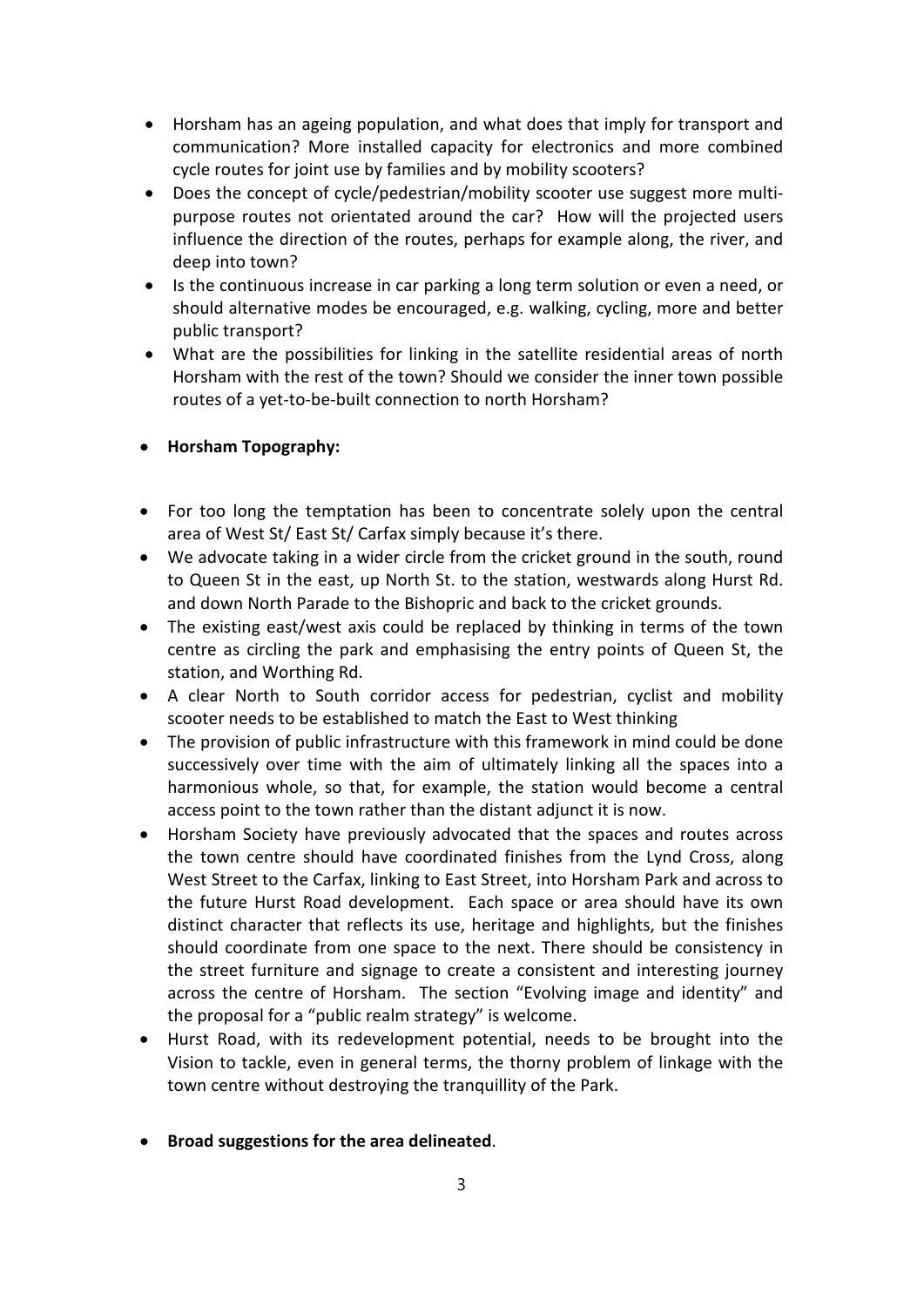- Horsham has an ageing population, and what does that imply for transport and communication? More installed capacity for electronics and more combined cycle routes for joint use by families and by mobility scooters?
- Does the concept of cycle/pedestrian/mobility scooter use suggest more multi-purpose routes not orientated around the car? How will the projected users influence the direction of the routes, perhaps for example along, the river, and deep into town?
- Is the continuous increase in car parking a long term solution or even a need, or should alternative modes be encouraged, e.g. walking, cycling, more and better public transport?
- What are the possibilities for linking in the satellite residential areas of north Horsham with the rest of the town? Should we consider the inner town possible routes of a yet-to-be-built connection to north Horsham?

- **Horsham Topography:**

- For too long the temptation has been to concentrate solely upon the central area of West St/ East St/ Carfax simply because it's there.
- We advocate taking in a wider circle from the cricket ground in the south, round to Queen St in the east, up North St. to the station, westwards along Hurst Rd. and down North Parade to the Bishopric and back to the cricket grounds.
- The existing east/west axis could be replaced by thinking in terms of the town centre as circling the park and emphasising the entry points of Queen St, the station, and Worthing Rd.
- A clear North to South corridor access for pedestrian, cyclist and mobility scooter needs to be established to match the East to West thinking
- The provision of public infrastructure with this framework in mind could be done successively over time with the aim of ultimately linking all the spaces into a harmonious whole, so that, for example, the station would become a central access point to the town rather than the distant adjunct it is now.
- Horsham Society have previously advocated that the spaces and routes across the town centre should have coordinated finishes from the Lynd Cross, along West Street to the Carfax, linking to East Street, into Horsham Park and across to the future Hurst Road development. Each space or area should have its own distinct character that reflects its use, heritage and highlights, but the finishes should coordinate from one space to the next. There should be consistency in the street furniture and signage to create a consistent and interesting journey across the centre of Horsham. The section "Evolving image and identity" and the proposal for a "public realm strategy" is welcome.
- Hurst Road, with its redevelopment potential, needs to be brought into the Vision to tackle, even in general terms, the thorny problem of linkage with the town centre without destroying the tranquillity of the Park.

- **Broad suggestions for the area delineated**.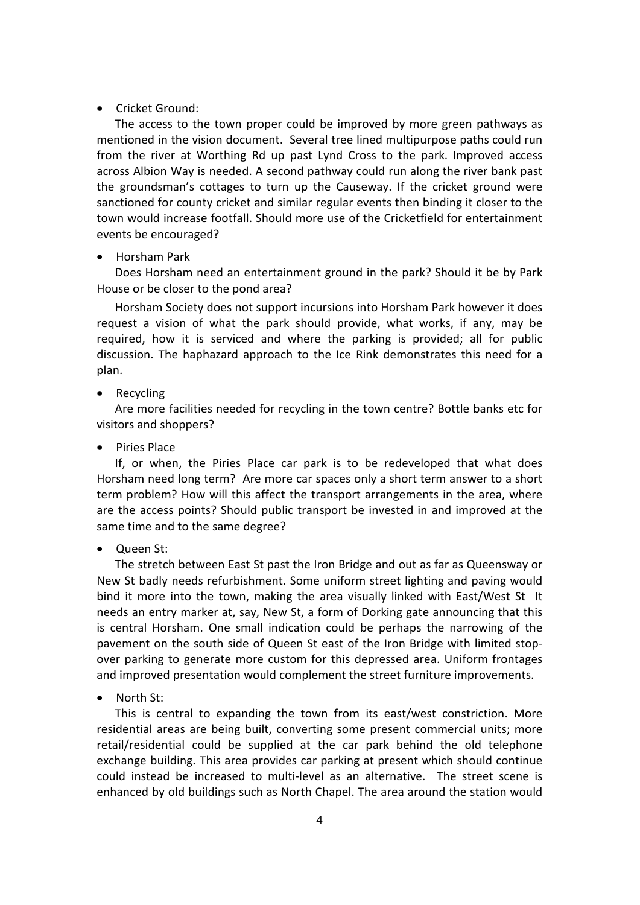- Cricket Ground:

  The access to the town proper could be improved by more green pathways as mentioned in the vision document. Several tree lined multipurpose paths could run from the river at Worthing Rd up past Lynd Cross to the park. Improved access across Albion Way is needed. A second pathway could run along the river bank past the groundsman's cottages to turn up the Causeway. If the cricket ground were sanctioned for county cricket and similar regular events then binding it closer to the town would increase footfall. Should more use of the Cricketfield for entertainment events be encouraged?

- Horsham Park

  Does Horsham need an entertainment ground in the park? Should it be by Park House or be closer to the pond area?

  Horsham Society does not support incursions into Horsham Park however it does request a vision of what the park should provide, what works, if any, may be required, how it is serviced and where the parking is provided; all for public discussion. The haphazard approach to the Ice Rink demonstrates this need for a plan.

- Recycling

  Are more facilities needed for recycling in the town centre? Bottle banks etc for visitors and shoppers?

- Piries Place

  If, or when, the Piries Place car park is to be redeveloped that what does Horsham need long term? Are more car spaces only a short term answer to a short term problem? How will this affect the transport arrangements in the area, where are the access points? Should public transport be invested in and improved at the same time and to the same degree?

- Queen St:

  The stretch between East St past the Iron Bridge and out as far as Queensway or New St badly needs refurbishment. Some uniform street lighting and paving would bind it more into the town, making the area visually linked with East/West St It needs an entry marker at, say, New St, a form of Dorking gate announcing that this is central Horsham. One small indication could be perhaps the narrowing of the pavement on the south side of Queen St east of the Iron Bridge with limited stop-over parking to generate more custom for this depressed area. Uniform frontages and improved presentation would complement the street furniture improvements.

- North St:

  This is central to expanding the town from its east/west constriction. More residential areas are being built, converting some present commercial units; more retail/residential could be supplied at the car park behind the old telephone exchange building. This area provides car parking at present which should continue could instead be increased to multi-level as an alternative. The street scene is enhanced by old buildings such as North Chapel. The area around the station would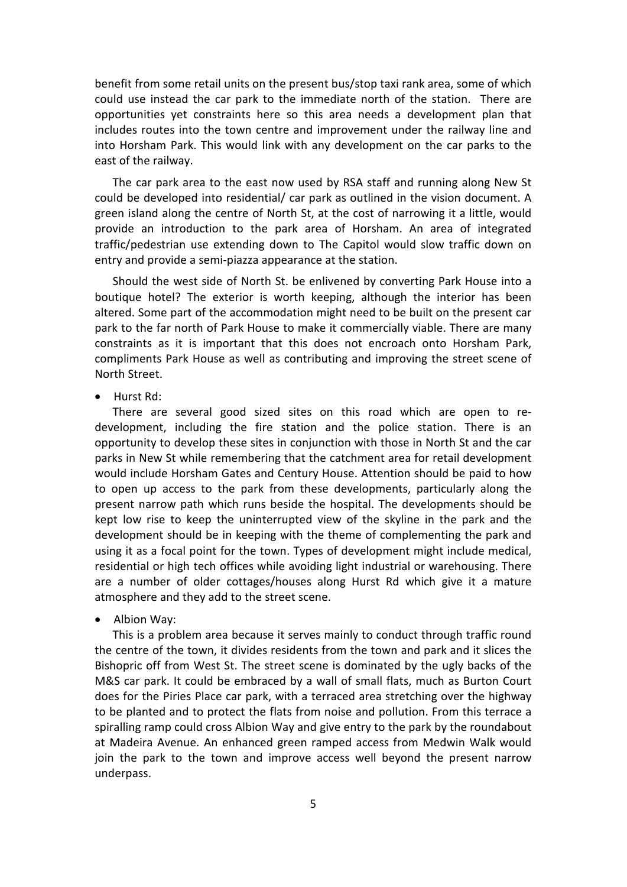benefit from some retail units on the present bus/stop taxi rank area, some of which could use instead the car park to the immediate north of the station. There are opportunities yet constraints here so this area needs a development plan that includes routes into the town centre and improvement under the railway line and into Horsham Park. This would link with any development on the car parks to the east of the railway.

The car park area to the east now used by RSA staff and running along New St could be developed into residential/ car park as outlined in the vision document. A green island along the centre of North St, at the cost of narrowing it a little, would provide an introduction to the park area of Horsham. An area of integrated traffic/pedestrian use extending down to The Capitol would slow traffic down on entry and provide a semi-piazza appearance at the station.

Should the west side of North St. be enlivened by converting Park House into a boutique hotel? The exterior is worth keeping, although the interior has been altered. Some part of the accommodation might need to be built on the present car park to the far north of Park House to make it commercially viable. There are many constraints as it is important that this does not encroach onto Horsham Park, compliments Park House as well as contributing and improving the street scene of North Street.

- Hurst Rd:

There are several good sized sites on this road which are open to re-development, including the fire station and the police station. There is an opportunity to develop these sites in conjunction with those in North St and the car parks in New St while remembering that the catchment area for retail development would include Horsham Gates and Century House. Attention should be paid to how to open up access to the park from these developments, particularly along the present narrow path which runs beside the hospital. The developments should be kept low rise to keep the uninterrupted view of the skyline in the park and the development should be in keeping with the theme of complementing the park and using it as a focal point for the town. Types of development might include medical, residential or high tech offices while avoiding light industrial or warehousing. There are a number of older cottages/houses along Hurst Rd which give it a mature atmosphere and they add to the street scene.

- Albion Way:

This is a problem area because it serves mainly to conduct through traffic round the centre of the town, it divides residents from the town and park and it slices the Bishopric off from West St. The street scene is dominated by the ugly backs of the M&S car park. It could be embraced by a wall of small flats, much as Burton Court does for the Piries Place car park, with a terraced area stretching over the highway to be planted and to protect the flats from noise and pollution. From this terrace a spiralling ramp could cross Albion Way and give entry to the park by the roundabout at Madeira Avenue. An enhanced green ramped access from Medwin Walk would join the park to the town and improve access well beyond the present narrow underpass.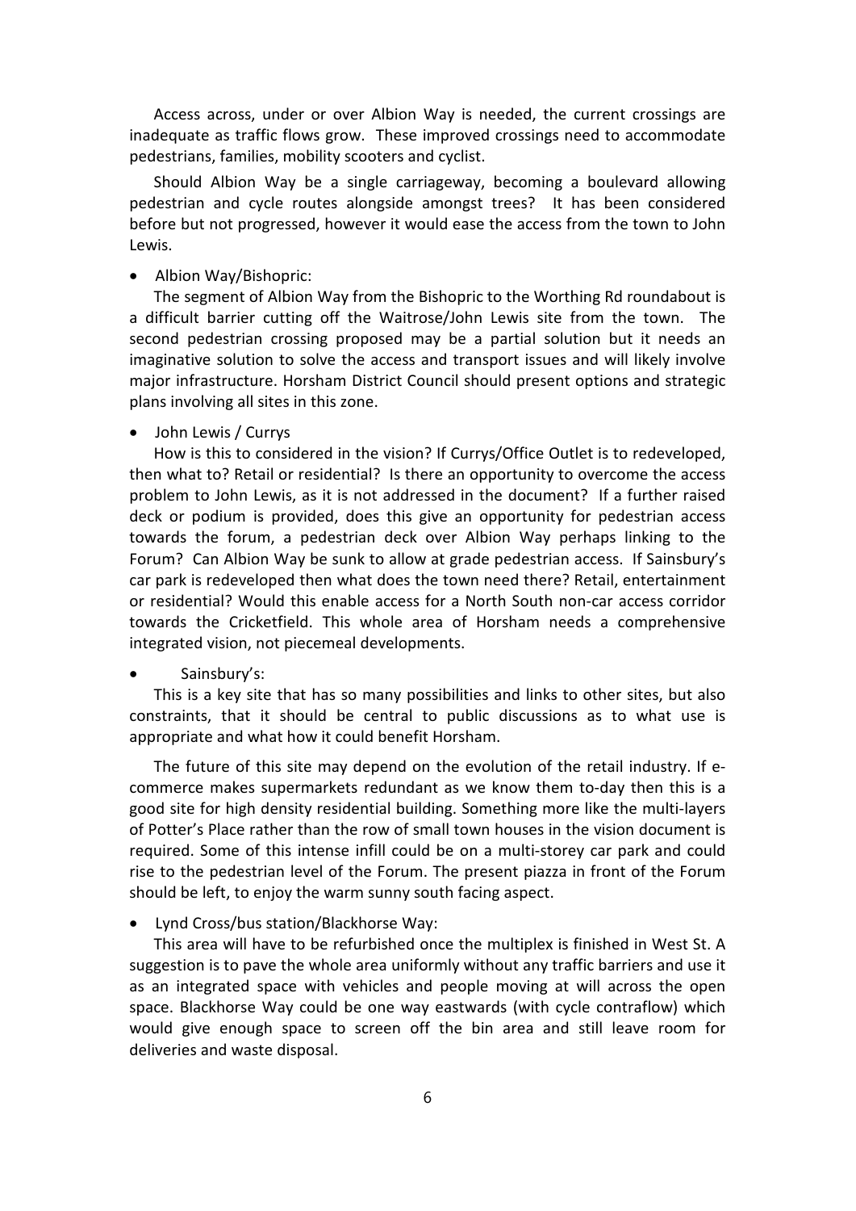Access across, under or over Albion Way is needed, the current crossings are inadequate as traffic flows grow. These improved crossings need to accommodate pedestrians, families, mobility scooters and cyclist.

Should Albion Way be a single carriageway, becoming a boulevard allowing pedestrian and cycle routes alongside amongst trees? It has been considered before but not progressed, however it would ease the access from the town to John Lewis.

- Albion Way/Bishopric:

  The segment of Albion Way from the Bishopric to the Worthing Rd roundabout is a difficult barrier cutting off the Waitrose/John Lewis site from the town. The second pedestrian crossing proposed may be a partial solution but it needs an imaginative solution to solve the access and transport issues and will likely involve major infrastructure. Horsham District Council should present options and strategic plans involving all sites in this zone.

- John Lewis / Currys

  How is this to considered in the vision? If Currys/Office Outlet is to redeveloped, then what to? Retail or residential? Is there an opportunity to overcome the access problem to John Lewis, as it is not addressed in the document? If a further raised deck or podium is provided, does this give an opportunity for pedestrian access towards the forum, a pedestrian deck over Albion Way perhaps linking to the Forum? Can Albion Way be sunk to allow at grade pedestrian access. If Sainsbury's car park is redeveloped then what does the town need there? Retail, entertainment or residential? Would this enable access for a North South non-car access corridor towards the Cricketfield. This whole area of Horsham needs a comprehensive integrated vision, not piecemeal developments.

- Sainsbury's:

  This is a key site that has so many possibilities and links to other sites, but also constraints, that it should be central to public discussions as to what use is appropriate and what how it could benefit Horsham.

  The future of this site may depend on the evolution of the retail industry. If e-commerce makes supermarkets redundant as we know them to-day then this is a good site for high density residential building. Something more like the multi-layers of Potter's Place rather than the row of small town houses in the vision document is required. Some of this intense infill could be on a multi-storey car park and could rise to the pedestrian level of the Forum. The present piazza in front of the Forum should be left, to enjoy the warm sunny south facing aspect.

- Lynd Cross/bus station/Blackhorse Way:

  This area will have to be refurbished once the multiplex is finished in West St. A suggestion is to pave the whole area uniformly without any traffic barriers and use it as an integrated space with vehicles and people moving at will across the open space. Blackhorse Way could be one way eastwards (with cycle contraflow) which would give enough space to screen off the bin area and still leave room for deliveries and waste disposal.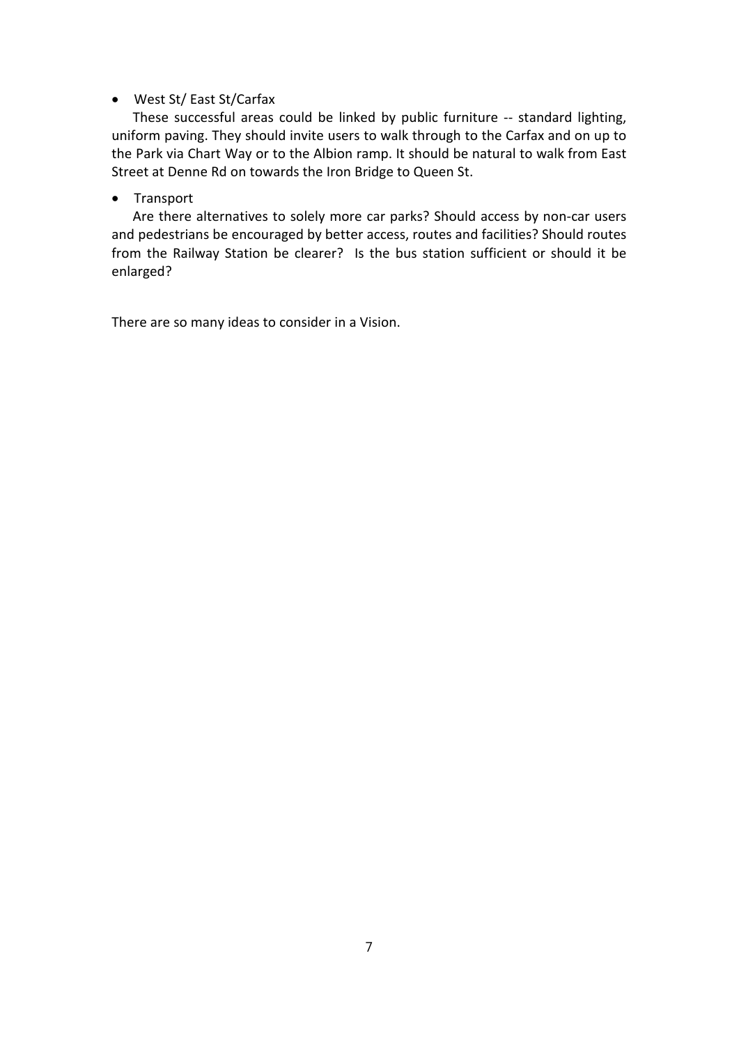- West St/ East St/Carfax

  These successful areas could be linked by public furniture -- standard lighting, uniform paving. They should invite users to walk through to the Carfax and on up to the Park via Chart Way or to the Albion ramp. It should be natural to walk from East Street at Denne Rd on towards the Iron Bridge to Queen St.

- Transport

  Are there alternatives to solely more car parks? Should access by non-car users and pedestrians be encouraged by better access, routes and facilities? Should routes from the Railway Station be clearer? Is the bus station sufficient or should it be enlarged?

There are so many ideas to consider in a Vision.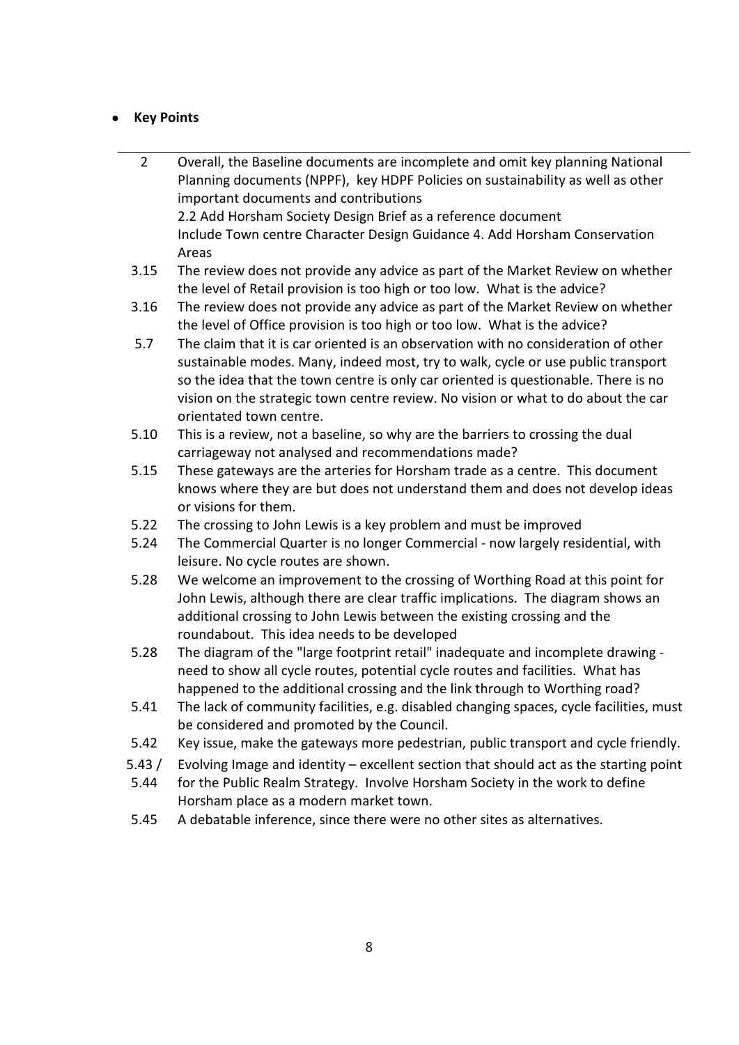- **Key Points**

| | |
|---|---|
| 2 | Overall, the Baseline documents are incomplete and omit key planning National Planning documents (NPPF), key HDPF Policies on sustainability as well as other important documents and contributions<br>2.2 Add Horsham Society Design Brief as a reference document<br>Include Town centre Character Design Guidance 4. Add Horsham Conservation Areas |
| 3.15 | The review does not provide any advice as part of the Market Review on whether the level of Retail provision is too high or too low. What is the advice? |
| 3.16 | The review does not provide any advice as part of the Market Review on whether the level of Office provision is too high or too low. What is the advice? |
| 5.7 | The claim that it is car oriented is an observation with no consideration of other sustainable modes. Many, indeed most, try to walk, cycle or use public transport so the idea that the town centre is only car oriented is questionable. There is no vision on the strategic town centre review. No vision or what to do about the car orientated town centre. |
| 5.10 | This is a review, not a baseline, so why are the barriers to crossing the dual carriageway not analysed and recommendations made? |
| 5.15 | These gateways are the arteries for Horsham trade as a centre. This document knows where they are but does not understand them and does not develop ideas or visions for them. |
| 5.22 | The crossing to John Lewis is a key problem and must be improved |
| 5.24 | The Commercial Quarter is no longer Commercial - now largely residential, with leisure. No cycle routes are shown. |
| 5.28 | We welcome an improvement to the crossing of Worthing Road at this point for John Lewis, although there are clear traffic implications. The diagram shows an additional crossing to John Lewis between the existing crossing and the roundabout. This idea needs to be developed |
| 5.28 | The diagram of the "large footprint retail" inadequate and incomplete drawing - need to show all cycle routes, potential cycle routes and facilities. What has happened to the additional crossing and the link through to Worthing road? |
| 5.41 | The lack of community facilities, e.g. disabled changing spaces, cycle facilities, must be considered and promoted by the Council. |
| 5.42 | Key issue, make the gateways more pedestrian, public transport and cycle friendly. |
| 5.43 / 5.44 | Evolving Image and identity – excellent section that should act as the starting point for the Public Realm Strategy. Involve Horsham Society in the work to define Horsham place as a modern market town. |
| 5.45 | A debatable inference, since there were no other sites as alternatives. |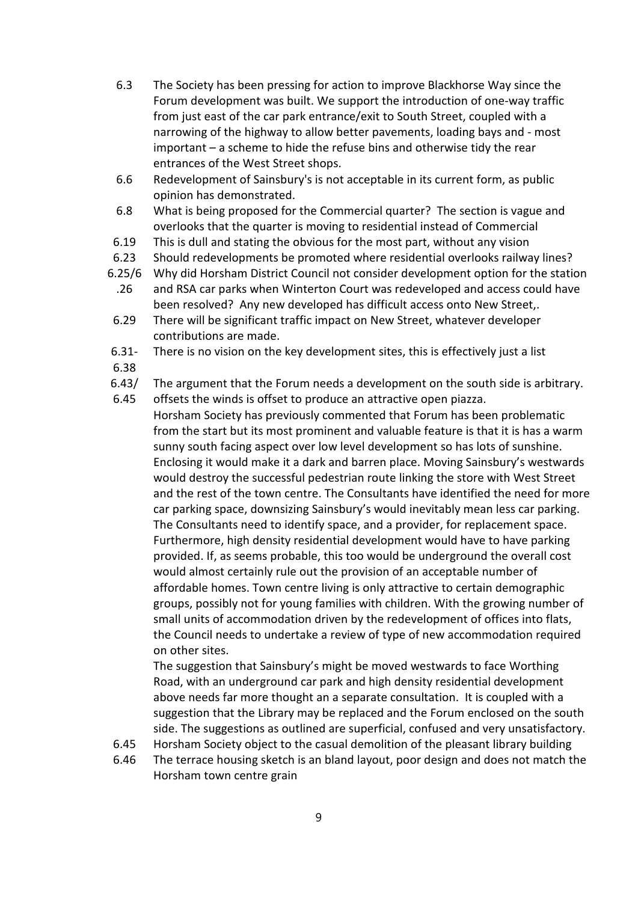6.3 The Society has been pressing for action to improve Blackhorse Way since the Forum development was built. We support the introduction of one-way traffic from just east of the car park entrance/exit to South Street, coupled with a narrowing of the highway to allow better pavements, loading bays and - most important – a scheme to hide the refuse bins and otherwise tidy the rear entrances of the West Street shops.

6.6 Redevelopment of Sainsbury's is not acceptable in its current form, as public opinion has demonstrated.

6.8 What is being proposed for the Commercial quarter? The section is vague and overlooks that the quarter is moving to residential instead of Commercial

6.19 This is dull and stating the obvious for the most part, without any vision

6.23 Should redevelopments be promoted where residential overlooks railway lines?

6.25/6.26 Why did Horsham District Council not consider development option for the station and RSA car parks when Winterton Court was redeveloped and access could have been resolved? Any new developed has difficult access onto New Street,.

6.29 There will be significant traffic impact on New Street, whatever developer contributions are made.

6.31-6.38 There is no vision on the key development sites, this is effectively just a list

6.43/6.45 The argument that the Forum needs a development on the south side is arbitrary. offsets the winds is offset to produce an attractive open piazza.

Horsham Society has previously commented that Forum has been problematic from the start but its most prominent and valuable feature is that it is has a warm sunny south facing aspect over low level development so has lots of sunshine. Enclosing it would make it a dark and barren place. Moving Sainsbury's westwards would destroy the successful pedestrian route linking the store with West Street and the rest of the town centre. The Consultants have identified the need for more car parking space, downsizing Sainsbury's would inevitably mean less car parking. The Consultants need to identify space, and a provider, for replacement space. Furthermore, high density residential development would have to have parking provided. If, as seems probable, this too would be underground the overall cost would almost certainly rule out the provision of an acceptable number of affordable homes. Town centre living is only attractive to certain demographic groups, possibly not for young families with children. With the growing number of small units of accommodation driven by the redevelopment of offices into flats, the Council needs to undertake a review of type of new accommodation required on other sites.

The suggestion that Sainsbury's might be moved westwards to face Worthing Road, with an underground car park and high density residential development above needs far more thought an a separate consultation. It is coupled with a suggestion that the Library may be replaced and the Forum enclosed on the south side. The suggestions as outlined are superficial, confused and very unsatisfactory.

6.45 Horsham Society object to the casual demolition of the pleasant library building

6.46 The terrace housing sketch is an bland layout, poor design and does not match the Horsham town centre grain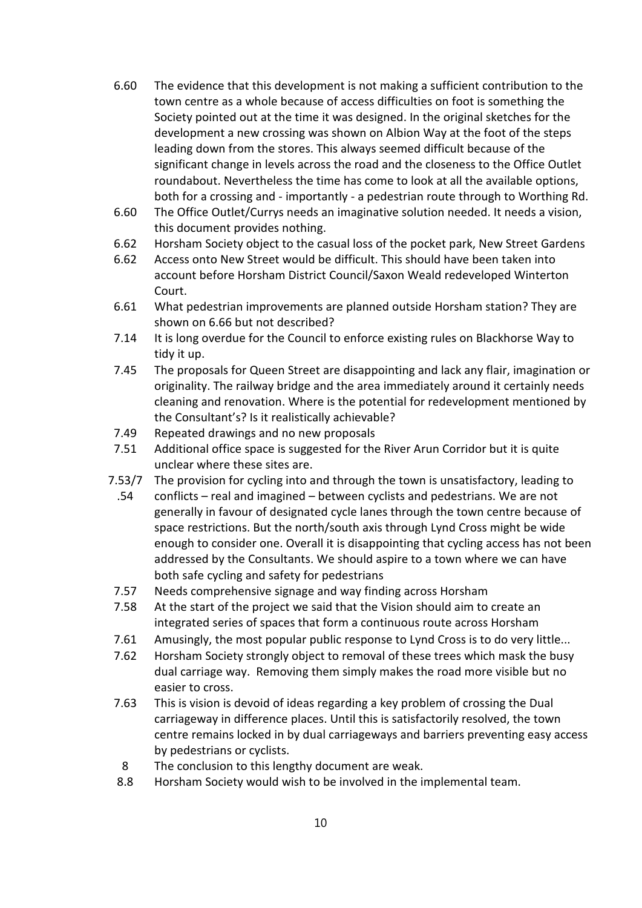6.60 The evidence that this development is not making a sufficient contribution to the town centre as a whole because of access difficulties on foot is something the Society pointed out at the time it was designed. In the original sketches for the development a new crossing was shown on Albion Way at the foot of the steps leading down from the stores. This always seemed difficult because of the significant change in levels across the road and the closeness to the Office Outlet roundabout. Nevertheless the time has come to look at all the available options, both for a crossing and - importantly - a pedestrian route through to Worthing Rd.

6.60 The Office Outlet/Currys needs an imaginative solution needed. It needs a vision, this document provides nothing.

6.62 Horsham Society object to the casual loss of the pocket park, New Street Gardens

6.62 Access onto New Street would be difficult. This should have been taken into account before Horsham District Council/Saxon Weald redeveloped Winterton Court.

6.61 What pedestrian improvements are planned outside Horsham station? They are shown on 6.66 but not described?

7.14 It is long overdue for the Council to enforce existing rules on Blackhorse Way to tidy it up.

7.45 The proposals for Queen Street are disappointing and lack any flair, imagination or originality. The railway bridge and the area immediately around it certainly needs cleaning and renovation. Where is the potential for redevelopment mentioned by the Consultant's? Is it realistically achievable?

7.49 Repeated drawings and no new proposals

7.51 Additional office space is suggested for the River Arun Corridor but it is quite unclear where these sites are.

7.53/7.54 The provision for cycling into and through the town is unsatisfactory, leading to conflicts – real and imagined – between cyclists and pedestrians. We are not generally in favour of designated cycle lanes through the town centre because of space restrictions. But the north/south axis through Lynd Cross might be wide enough to consider one. Overall it is disappointing that cycling access has not been addressed by the Consultants. We should aspire to a town where we can have both safe cycling and safety for pedestrians

7.57 Needs comprehensive signage and way finding across Horsham

7.58 At the start of the project we said that the Vision should aim to create an integrated series of spaces that form a continuous route across Horsham

7.61 Amusingly, the most popular public response to Lynd Cross is to do very little...

7.62 Horsham Society strongly object to removal of these trees which mask the busy dual carriage way. Removing them simply makes the road more visible but no easier to cross.

7.63 This is vision is devoid of ideas regarding a key problem of crossing the Dual carriageway in difference places. Until this is satisfactorily resolved, the town centre remains locked in by dual carriageways and barriers preventing easy access by pedestrians or cyclists.

8 The conclusion to this lengthy document are weak.

8.8 Horsham Society would wish to be involved in the implemental team.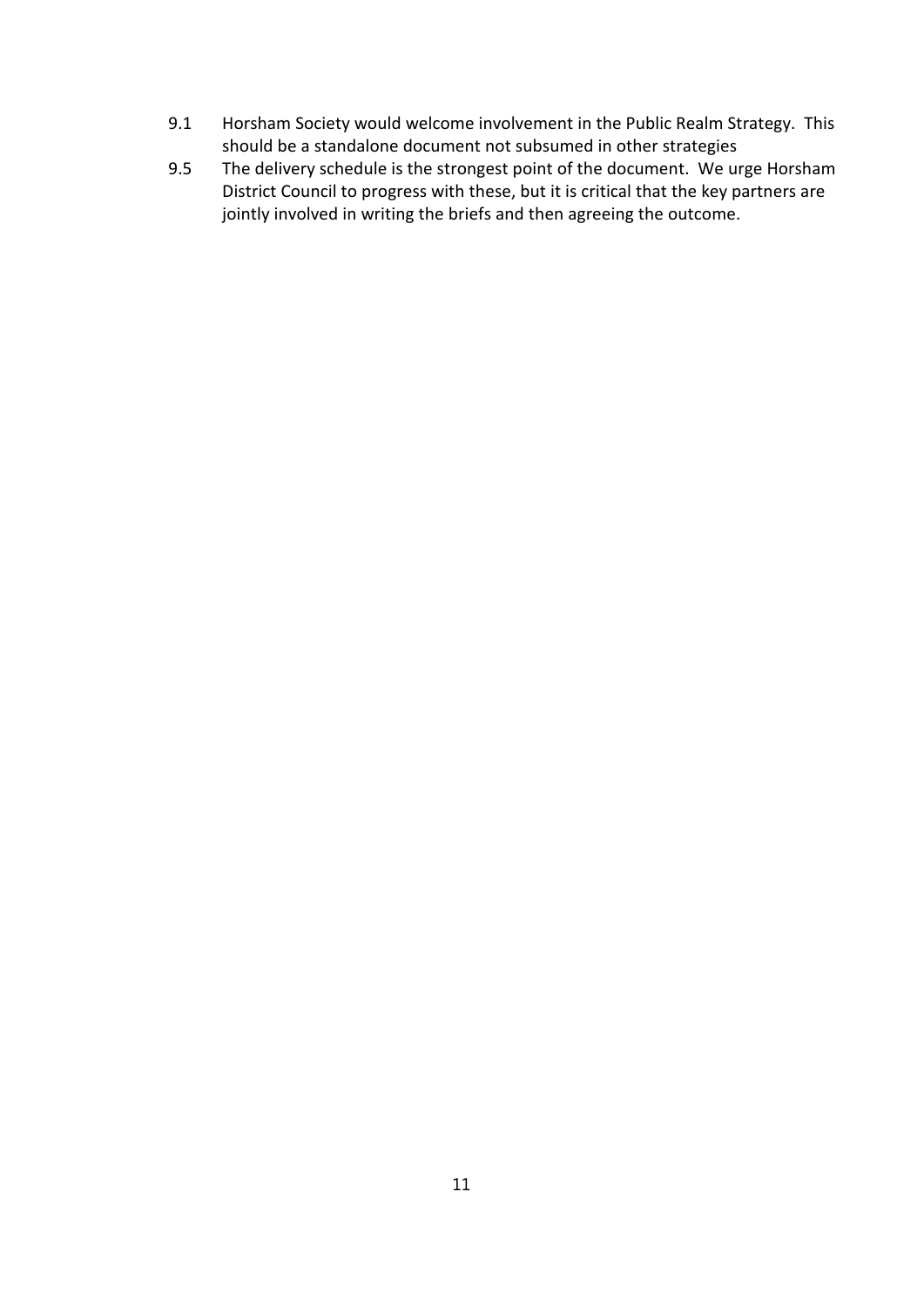9.1 Horsham Society would welcome involvement in the Public Realm Strategy. This should be a standalone document not subsumed in other strategies

9.5 The delivery schedule is the strongest point of the document. We urge Horsham District Council to progress with these, but it is critical that the key partners are jointly involved in writing the briefs and then agreeing the outcome.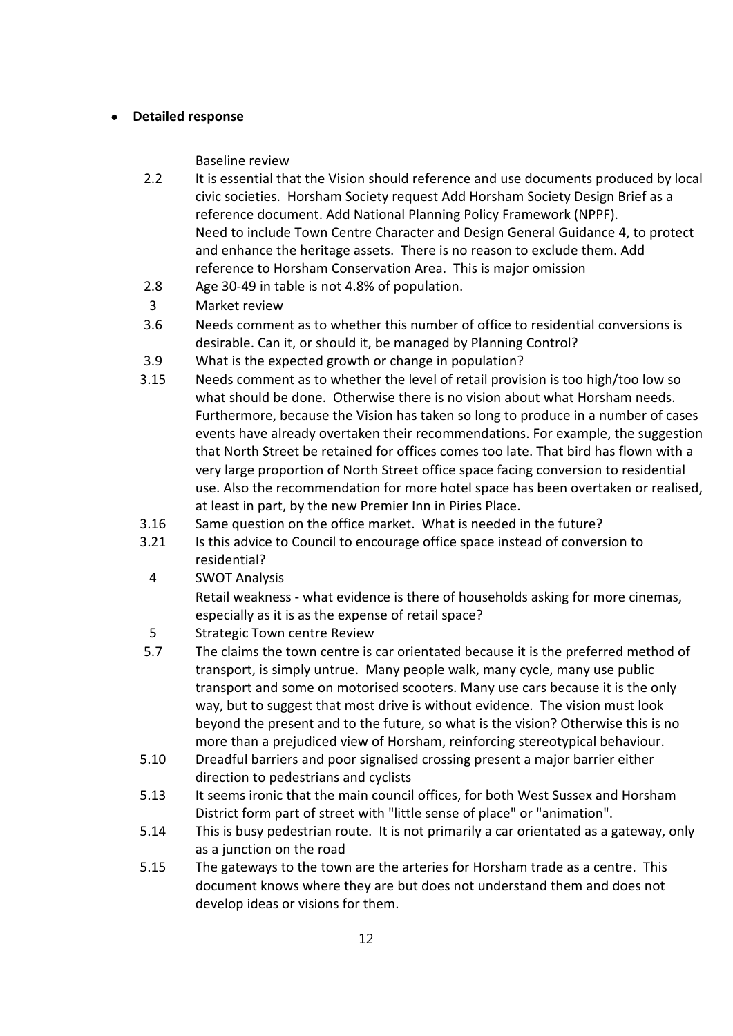- **Detailed response**

---

| | |
|---|---|
| | Baseline review |
| 2.2 | It is essential that the Vision should reference and use documents produced by local civic societies. Horsham Society request Add Horsham Society Design Brief as a reference document. Add National Planning Policy Framework (NPPF).<br>Need to include Town Centre Character and Design General Guidance 4, to protect and enhance the heritage assets. There is no reason to exclude them. Add reference to Horsham Conservation Area. This is major omission |
| 2.8 | Age 30-49 in table is not 4.8% of population. |
| 3 | Market review |
| 3.6 | Needs comment as to whether this number of office to residential conversions is desirable. Can it, or should it, be managed by Planning Control? |
| 3.9 | What is the expected growth or change in population? |
| 3.15 | Needs comment as to whether the level of retail provision is too high/too low so what should be done. Otherwise there is no vision about what Horsham needs. Furthermore, because the Vision has taken so long to produce in a number of cases events have already overtaken their recommendations. For example, the suggestion that North Street be retained for offices comes too late. That bird has flown with a very large proportion of North Street office space facing conversion to residential use. Also the recommendation for more hotel space has been overtaken or realised, at least in part, by the new Premier Inn in Piries Place. |
| 3.16 | Same question on the office market. What is needed in the future? |
| 3.21 | Is this advice to Council to encourage office space instead of conversion to residential? |
| 4 | SWOT Analysis<br>Retail weakness - what evidence is there of households asking for more cinemas, especially as it is as the expense of retail space? |
| 5 | Strategic Town centre Review |
| 5.7 | The claims the town centre is car orientated because it is the preferred method of transport, is simply untrue. Many people walk, many cycle, many use public transport and some on motorised scooters. Many use cars because it is the only way, but to suggest that most drive is without evidence. The vision must look beyond the present and to the future, so what is the vision? Otherwise this is no more than a prejudiced view of Horsham, reinforcing stereotypical behaviour. |
| 5.10 | Dreadful barriers and poor signalised crossing present a major barrier either direction to pedestrians and cyclists |
| 5.13 | It seems ironic that the main council offices, for both West Sussex and Horsham District form part of street with "little sense of place" or "animation". |
| 5.14 | This is busy pedestrian route. It is not primarily a car orientated as a gateway, only as a junction on the road |
| 5.15 | The gateways to the town are the arteries for Horsham trade as a centre. This document knows where they are but does not understand them and does not develop ideas or visions for them. |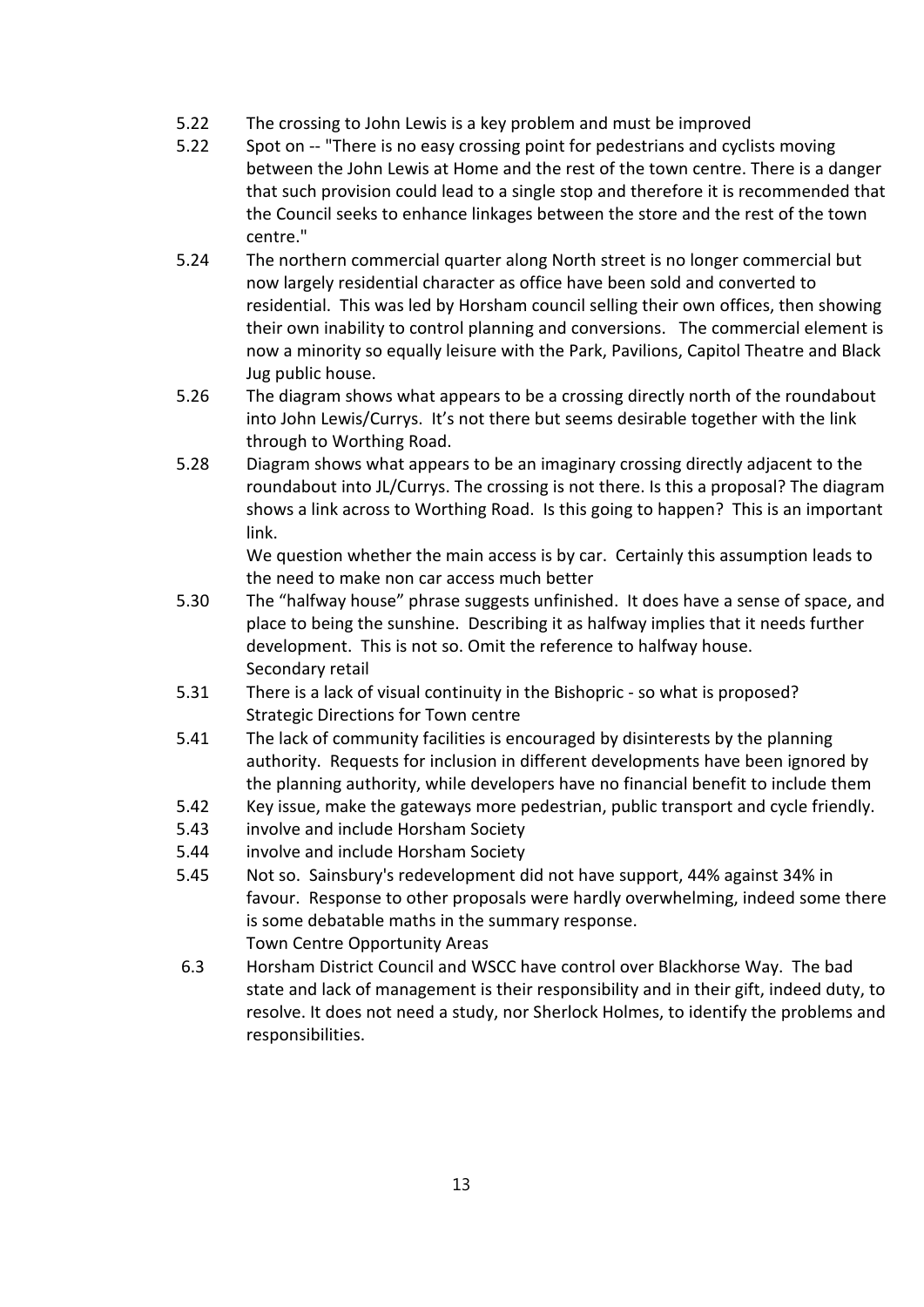5.22 The crossing to John Lewis is a key problem and must be improved

5.22 Spot on -- "There is no easy crossing point for pedestrians and cyclists moving between the John Lewis at Home and the rest of the town centre. There is a danger that such provision could lead to a single stop and therefore it is recommended that the Council seeks to enhance linkages between the store and the rest of the town centre."

5.24 The northern commercial quarter along North street is no longer commercial but now largely residential character as office have been sold and converted to residential. This was led by Horsham council selling their own offices, then showing their own inability to control planning and conversions. The commercial element is now a minority so equally leisure with the Park, Pavilions, Capitol Theatre and Black Jug public house.

5.26 The diagram shows what appears to be a crossing directly north of the roundabout into John Lewis/Currys. It's not there but seems desirable together with the link through to Worthing Road.

5.28 Diagram shows what appears to be an imaginary crossing directly adjacent to the roundabout into JL/Currys. The crossing is not there. Is this a proposal? The diagram shows a link across to Worthing Road. Is this going to happen? This is an important link.

We question whether the main access is by car. Certainly this assumption leads to the need to make non car access much better

5.30 The "halfway house" phrase suggests unfinished. It does have a sense of space, and place to being the sunshine. Describing it as halfway implies that it needs further development. This is not so. Omit the reference to halfway house.

Secondary retail

5.31 There is a lack of visual continuity in the Bishopric - so what is proposed?

Strategic Directions for Town centre

5.41 The lack of community facilities is encouraged by disinterests by the planning authority. Requests for inclusion in different developments have been ignored by the planning authority, while developers have no financial benefit to include them

5.42 Key issue, make the gateways more pedestrian, public transport and cycle friendly.

5.43 involve and include Horsham Society

5.44 involve and include Horsham Society

5.45 Not so. Sainsbury's redevelopment did not have support, 44% against 34% in favour. Response to other proposals were hardly overwhelming, indeed some there is some debatable maths in the summary response.

Town Centre Opportunity Areas

6.3 Horsham District Council and WSCC have control over Blackhorse Way. The bad state and lack of management is their responsibility and in their gift, indeed duty, to resolve. It does not need a study, nor Sherlock Holmes, to identify the problems and responsibilities.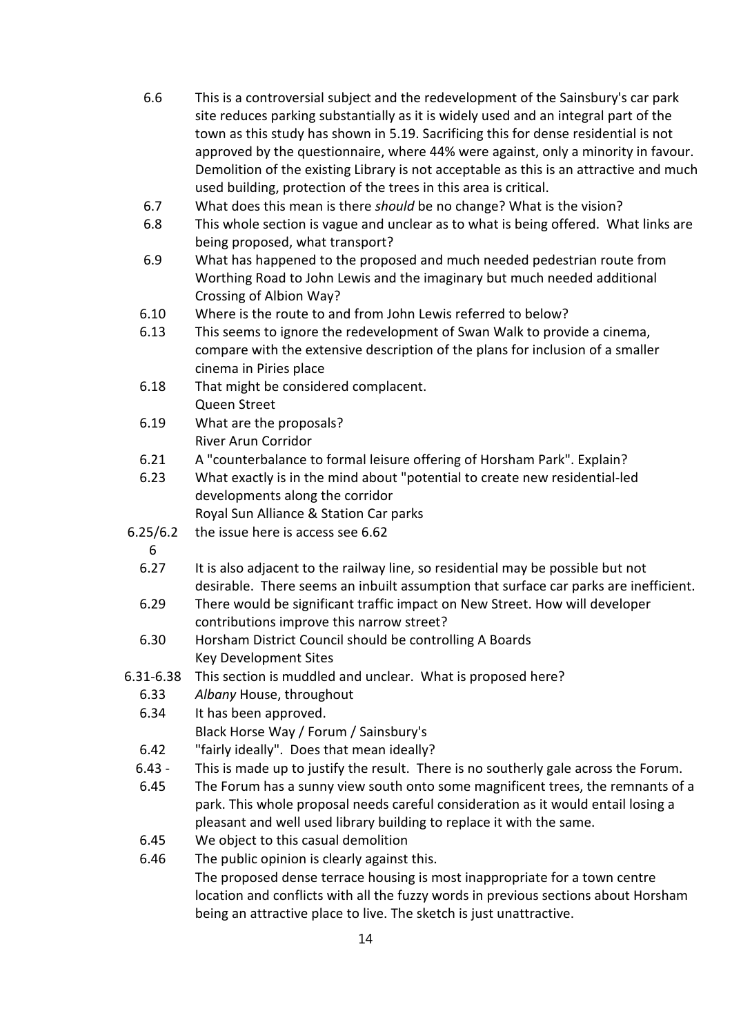| | |
|---|---|
| 6.6 | This is a controversial subject and the redevelopment of the Sainsbury's car park site reduces parking substantially as it is widely used and an integral part of the town as this study has shown in 5.19. Sacrificing this for dense residential is not approved by the questionnaire, where 44% were against, only a minority in favour. Demolition of the existing Library is not acceptable as this is an attractive and much used building, protection of the trees in this area is critical. |
| 6.7 | What does this mean is there *should* be no change? What is the vision? |
| 6.8 | This whole section is vague and unclear as to what is being offered. What links are being proposed, what transport? |
| 6.9 | What has happened to the proposed and much needed pedestrian route from Worthing Road to John Lewis and the imaginary but much needed additional Crossing of Albion Way? |
| 6.10 | Where is the route to and from John Lewis referred to below? |
| 6.13 | This seems to ignore the redevelopment of Swan Walk to provide a cinema, compare with the extensive description of the plans for inclusion of a smaller cinema in Piries place |
| 6.18 | That might be considered complacent. |
| | Queen Street |
| 6.19 | What are the proposals? |
| | River Arun Corridor |
| 6.21 | A "counterbalance to formal leisure offering of Horsham Park". Explain? |
| 6.23 | What exactly is in the mind about "potential to create new residential-led developments along the corridor |
| | Royal Sun Alliance & Station Car parks |
| 6.25/6.26 | the issue here is access see 6.62 |
| 6.27 | It is also adjacent to the railway line, so residential may be possible but not desirable. There seems an inbuilt assumption that surface car parks are inefficient. |
| 6.29 | There would be significant traffic impact on New Street. How will developer contributions improve this narrow street? |
| 6.30 | Horsham District Council should be controlling A Boards |
| | Key Development Sites |
| 6.31-6.38 | This section is muddled and unclear. What is proposed here? |
| 6.33 | *Albany* House, throughout |
| 6.34 | It has been approved. |
| | Black Horse Way / Forum / Sainsbury's |
| 6.42 | "fairly ideally". Does that mean ideally? |
| 6.43 - | This is made up to justify the result. There is no southerly gale across the Forum. |
| 6.45 | The Forum has a sunny view south onto some magnificent trees, the remnants of a park. This whole proposal needs careful consideration as it would entail losing a pleasant and well used library building to replace it with the same. |
| 6.45 | We object to this casual demolition |
| 6.46 | The public opinion is clearly against this. |
| | The proposed dense terrace housing is most inappropriate for a town centre location and conflicts with all the fuzzy words in previous sections about Horsham being an attractive place to live. The sketch is just unattractive. |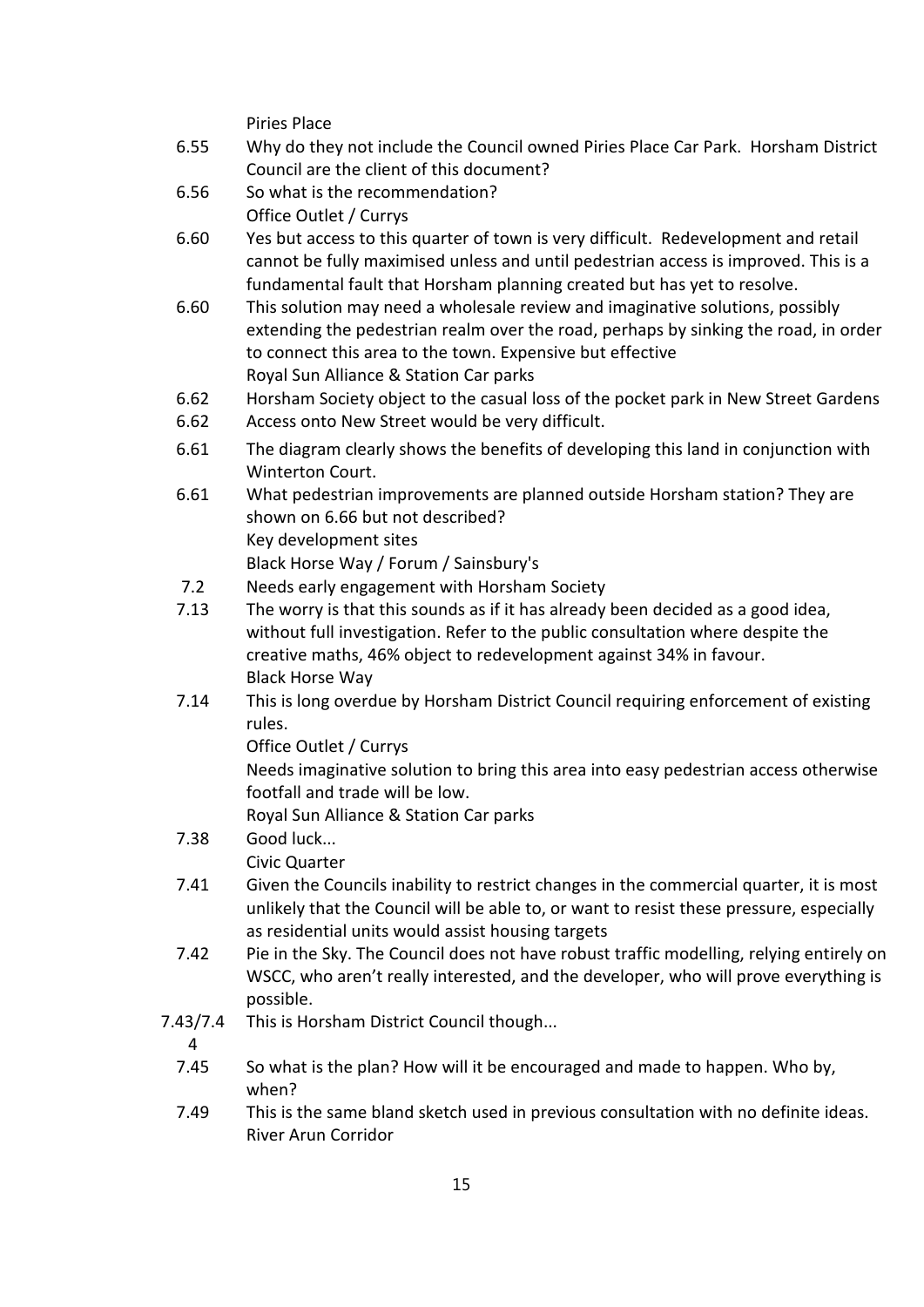Piries Place

| | |
|---|---|
| 6.55 | Why do they not include the Council owned Piries Place Car Park. Horsham District Council are the client of this document? |
| 6.56 | So what is the recommendation? |
| | Office Outlet / Currys |
| 6.60 | Yes but access to this quarter of town is very difficult. Redevelopment and retail cannot be fully maximised unless and until pedestrian access is improved. This is a fundamental fault that Horsham planning created but has yet to resolve. |
| 6.60 | This solution may need a wholesale review and imaginative solutions, possibly extending the pedestrian realm over the road, perhaps by sinking the road, in order to connect this area to the town. Expensive but effective |
| | Royal Sun Alliance & Station Car parks |
| 6.62 | Horsham Society object to the casual loss of the pocket park in New Street Gardens |
| 6.62 | Access onto New Street would be very difficult. |
| 6.61 | The diagram clearly shows the benefits of developing this land in conjunction with Winterton Court. |
| 6.61 | What pedestrian improvements are planned outside Horsham station? They are shown on 6.66 but not described? |
| | Key development sites |
| | Black Horse Way / Forum / Sainsbury's |
| 7.2 | Needs early engagement with Horsham Society |
| 7.13 | The worry is that this sounds as if it has already been decided as a good idea, without full investigation. Refer to the public consultation where despite the creative maths, 46% object to redevelopment against 34% in favour. |
| | Black Horse Way |
| 7.14 | This is long overdue by Horsham District Council requiring enforcement of existing rules. |
| | Office Outlet / Currys |
| | Needs imaginative solution to bring this area into easy pedestrian access otherwise footfall and trade will be low. |
| | Royal Sun Alliance & Station Car parks |
| 7.38 | Good luck... |
| | Civic Quarter |
| 7.41 | Given the Councils inability to restrict changes in the commercial quarter, it is most unlikely that the Council will be able to, or want to resist these pressure, especially as residential units would assist housing targets |
| 7.42 | Pie in the Sky. The Council does not have robust traffic modelling, relying entirely on WSCC, who aren't really interested, and the developer, who will prove everything is possible. |
| 7.43/7.44 | This is Horsham District Council though... |
| 7.45 | So what is the plan? How will it be encouraged and made to happen. Who by, when? |
| 7.49 | This is the same bland sketch used in previous consultation with no definite ideas. |
| | River Arun Corridor |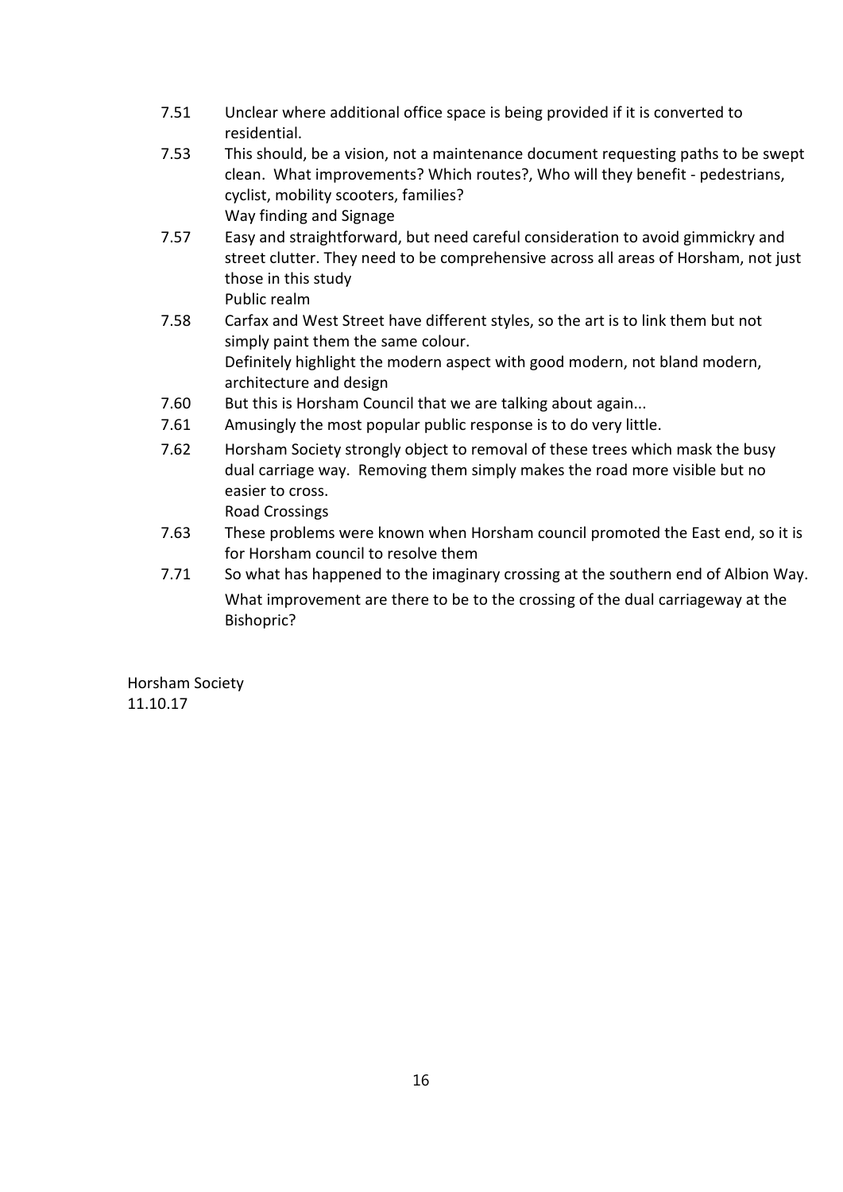7.51 Unclear where additional office space is being provided if it is converted to residential.

7.53 This should, be a vision, not a maintenance document requesting paths to be swept clean. What improvements? Which routes?, Who will they benefit - pedestrians, cyclist, mobility scooters, families?

Way finding and Signage

7.57 Easy and straightforward, but need careful consideration to avoid gimmickry and street clutter. They need to be comprehensive across all areas of Horsham, not just those in this study

Public realm

7.58 Carfax and West Street have different styles, so the art is to link them but not simply paint them the same colour.
Definitely highlight the modern aspect with good modern, not bland modern, architecture and design

7.60 But this is Horsham Council that we are talking about again...

7.61 Amusingly the most popular public response is to do very little.

7.62 Horsham Society strongly object to removal of these trees which mask the busy dual carriage way. Removing them simply makes the road more visible but no easier to cross.

Road Crossings

7.63 These problems were known when Horsham council promoted the East end, so it is for Horsham council to resolve them

7.71 So what has happened to the imaginary crossing at the southern end of Albion Way.
What improvement are there to be to the crossing of the dual carriageway at the Bishopric?

Horsham Society
11.10.17